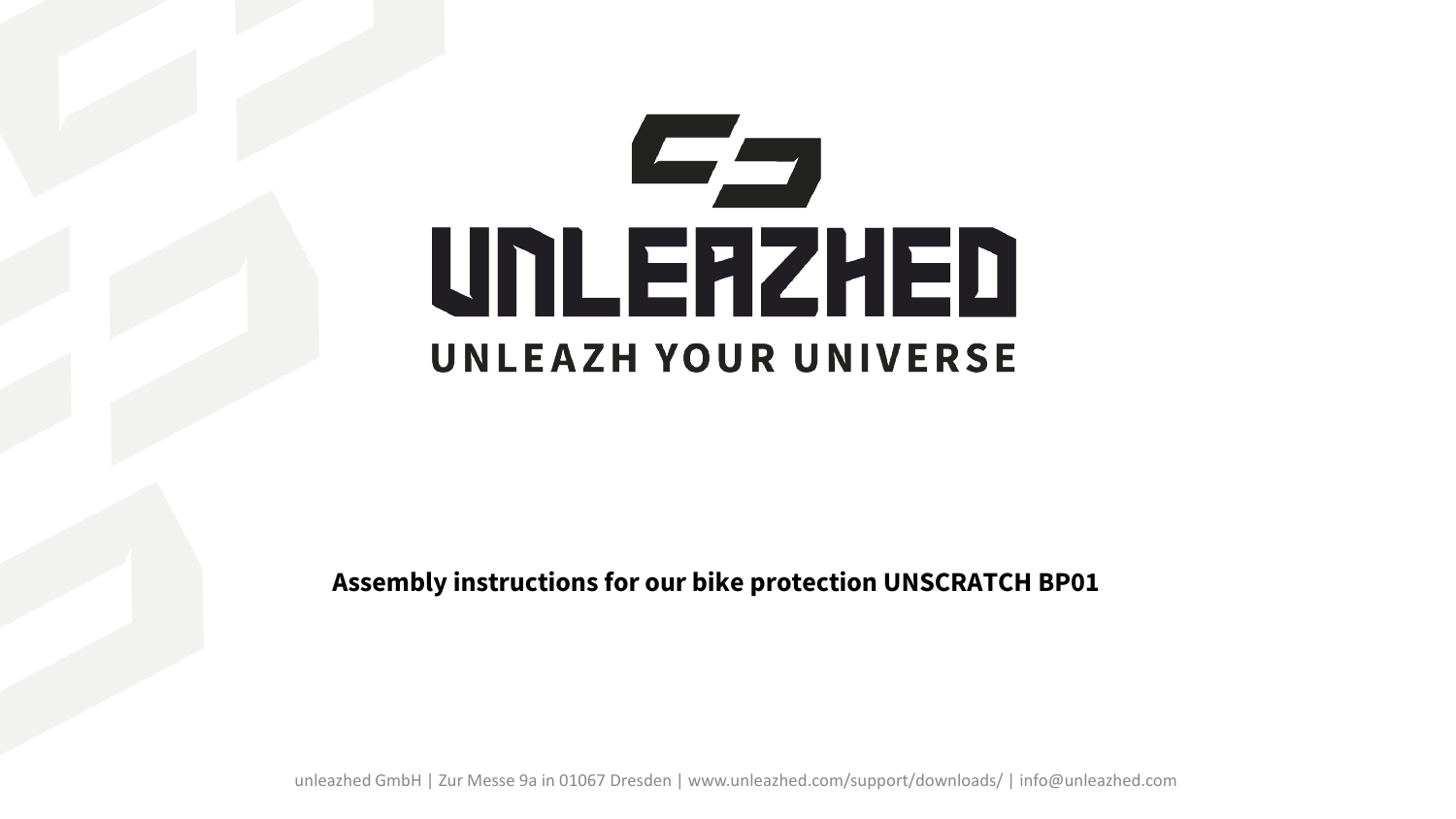# UNLEAZHED

**UNLEAZH YOUR UNIVERSE**

**Assembly instructions for our bike protection UNSCRATCH BP01**

unleazhed GmbH | Zur Messe 9a in 01067 Dresden | www.unleazhed.com/support/downloads/ | info@unleazhed.com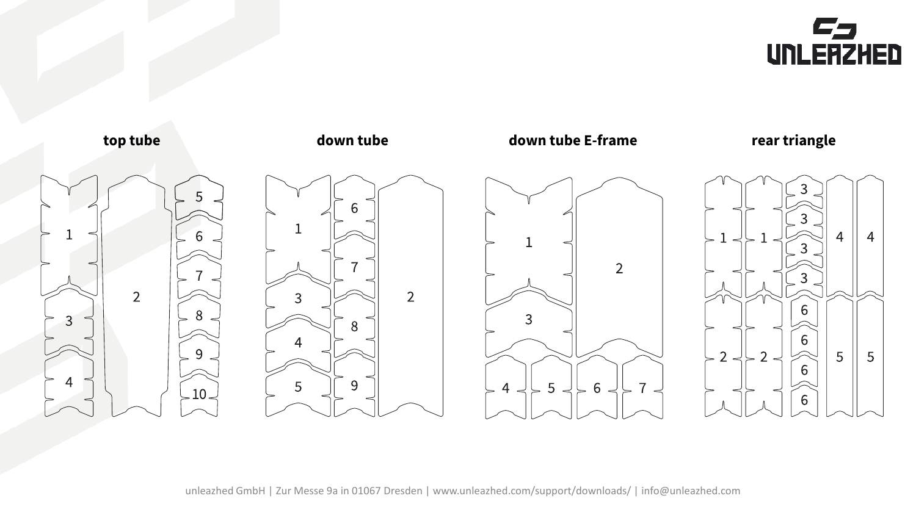UNLEAZHED

## top tube

1

2

3

4

5

6

7

8

9

10

## down tube

1

2

3

4

5

6

7

8

9

## down tube E-frame

1

2

3

4

5

6

7

## rear triangle

1 1

2 2

3 3 3 3

4 4

5 5

6 6 6 6

unleazhed GmbH | Zur Messe 9a in 01067 Dresden | www.unleazhed.com/support/downloads/ | info@unleazhed.com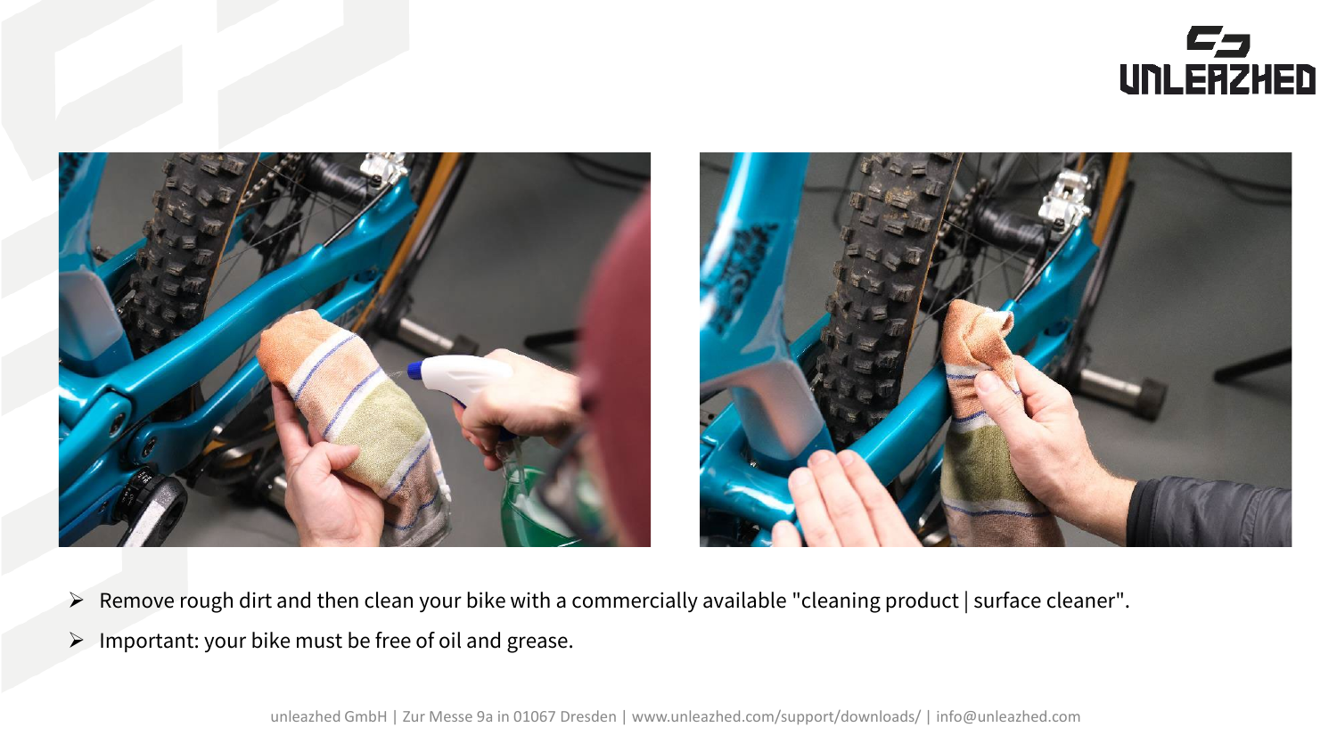- Remove rough dirt and then clean your bike with a commercially available "cleaning product | surface cleaner".
- Important: your bike must be free of oil and grease.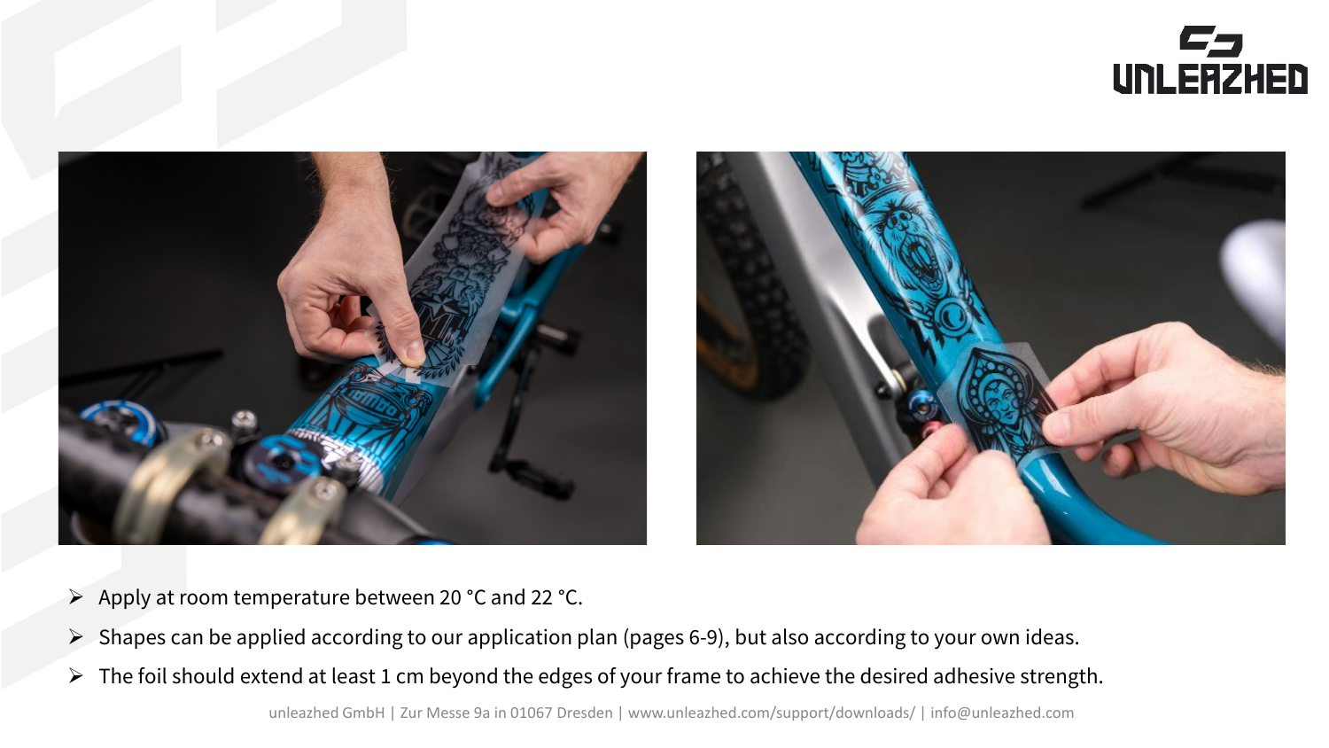- Apply at room temperature between 20 °C and 22 °C.
- Shapes can be applied according to our application plan (pages 6-9), but also according to your own ideas.
- The foil should extend at least 1 cm beyond the edges of your frame to achieve the desired adhesive strength.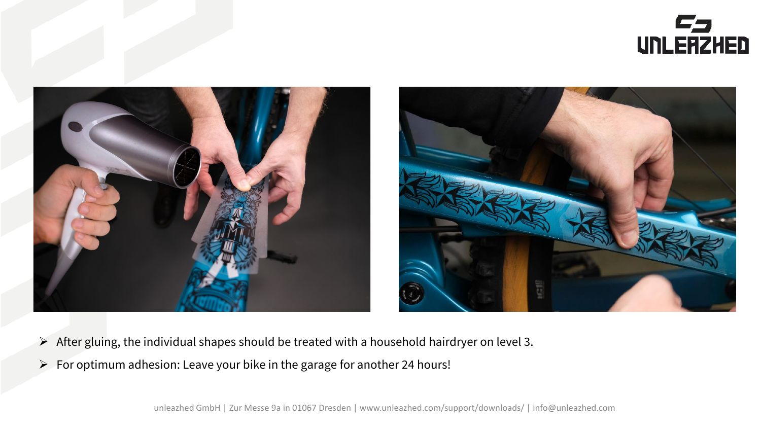- After gluing, the individual shapes should be treated with a household hairdryer on level 3.
- For optimum adhesion: Leave your bike in the garage for another 24 hours!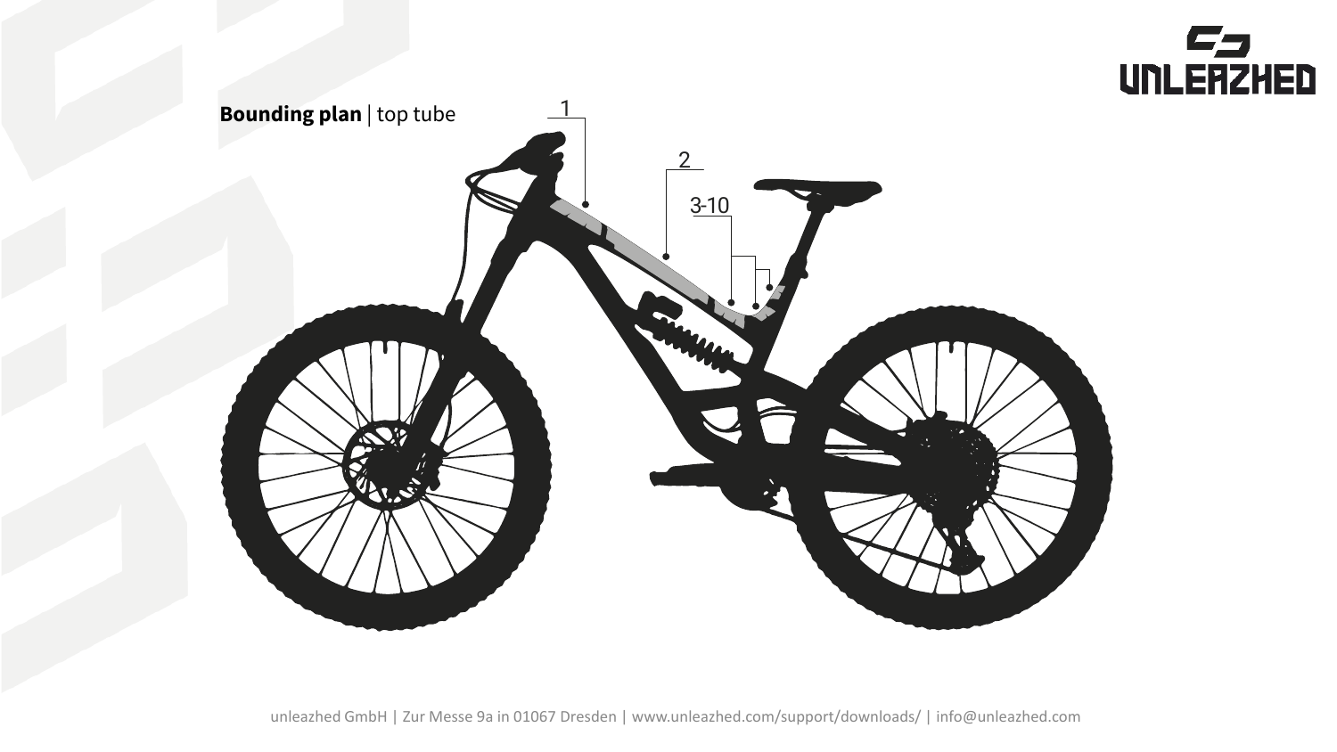**Bounding plan** | top tube

1

2

3-10

unleazhed GmbH | Zur Messe 9a in 01067 Dresden | www.unleazhed.com/support/downloads/ | info@unleazhed.com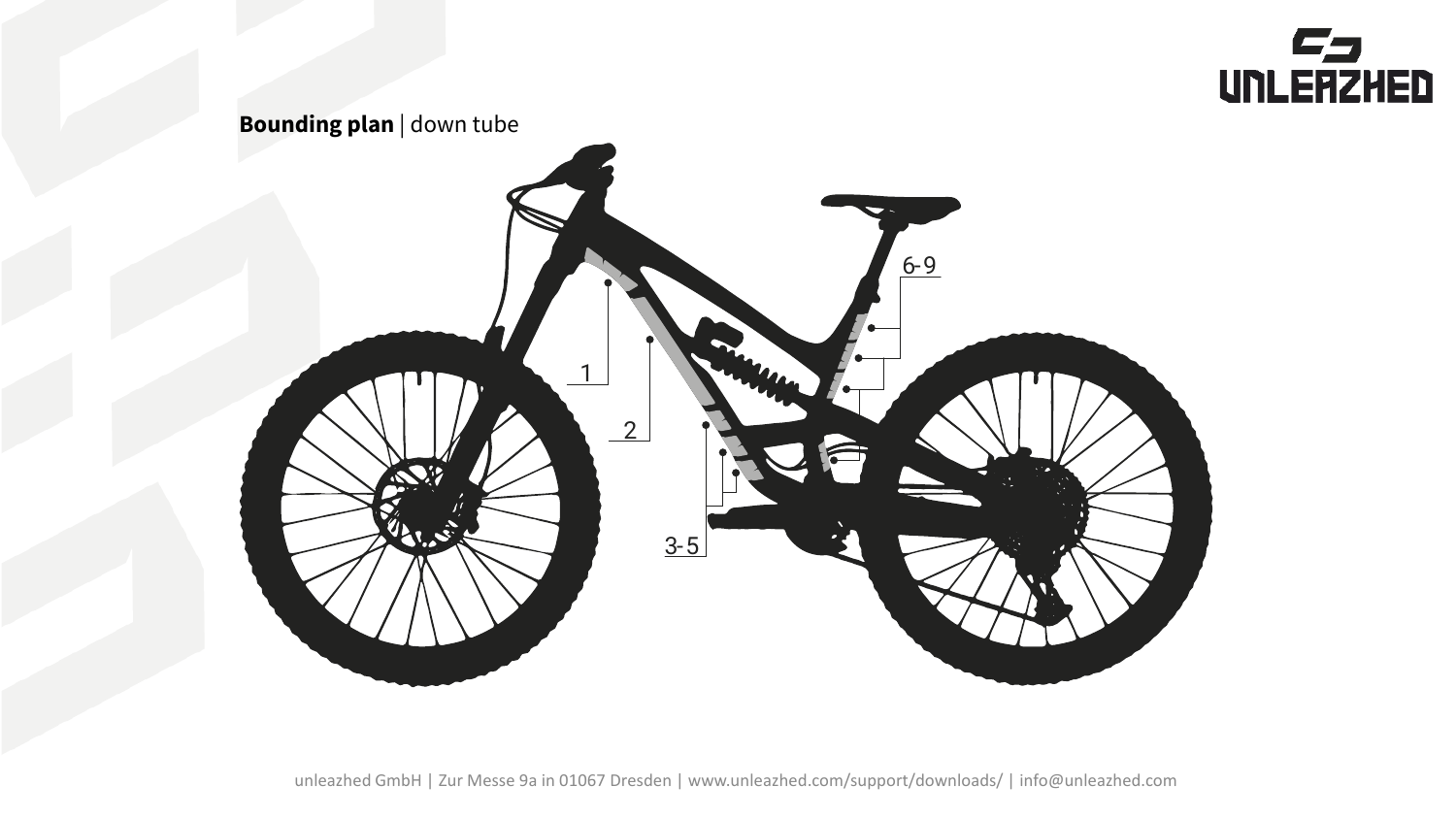**Bounding plan** | down tube

1

2

3-5

6-9

unleazhed GmbH | Zur Messe 9a in 01067 Dresden | www.unleazhed.com/support/downloads/ | info@unleazhed.com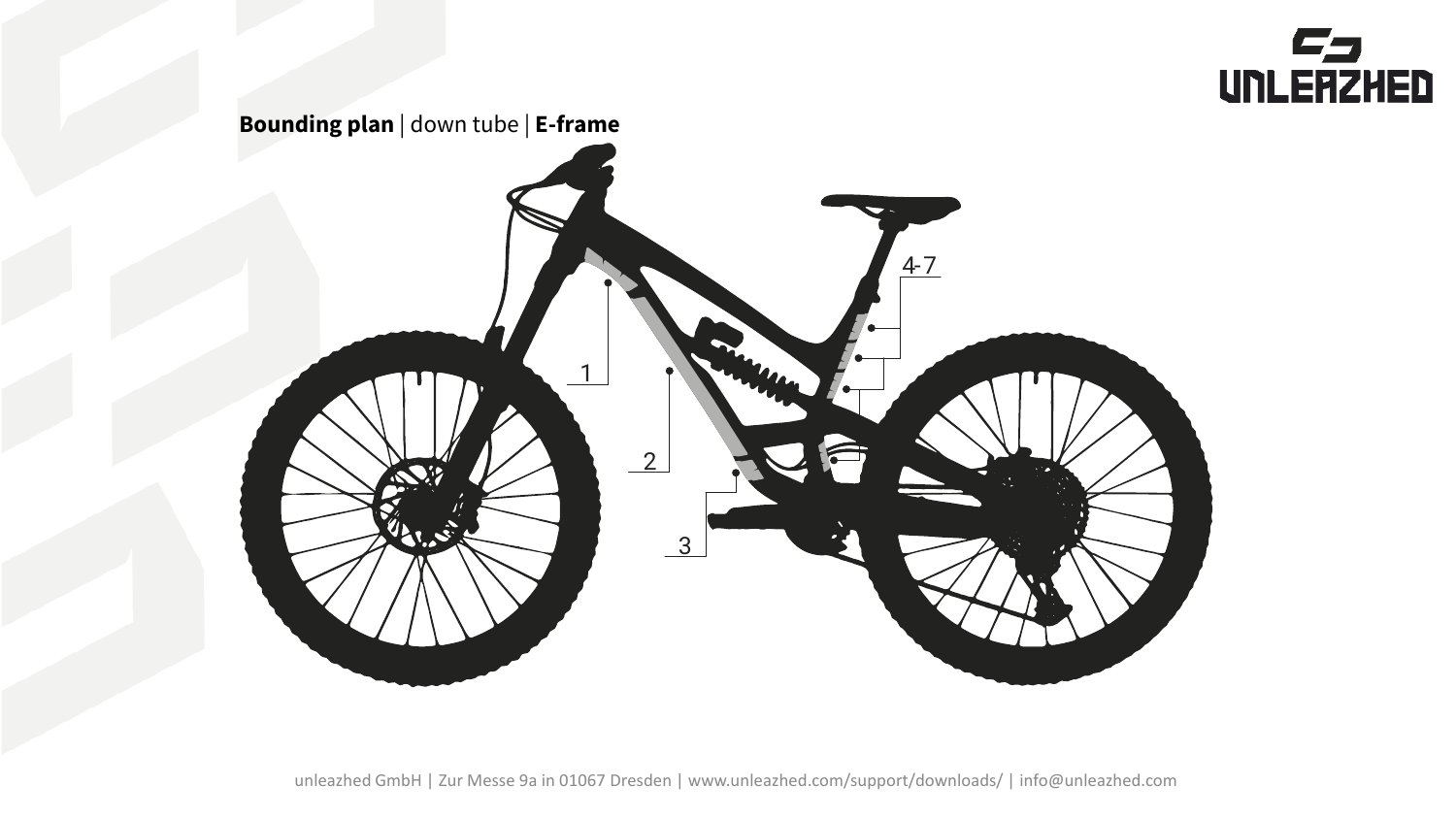**Bounding plan** | down tube | **E-frame**

1

2

3

4-7

unleazhed GmbH | Zur Messe 9a in 01067 Dresden | www.unleazhed.com/support/downloads/ | info@unleazhed.com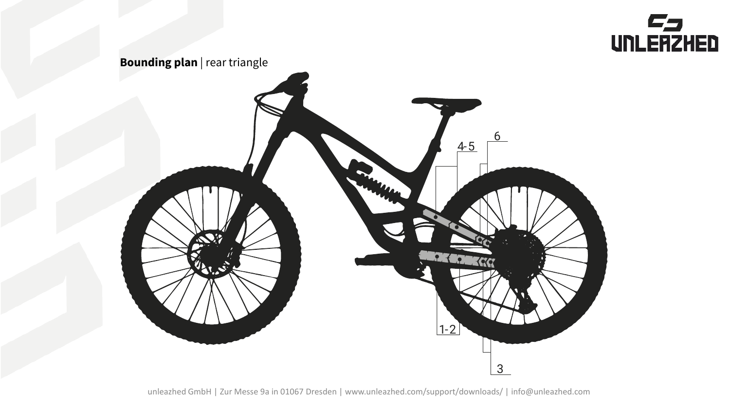**Bounding plan** | rear triangle

4-5

6

1-2

3

unleazhed GmbH | Zur Messe 9a in 01067 Dresden | www.unleazhed.com/support/downloads/ | info@unleazhed.com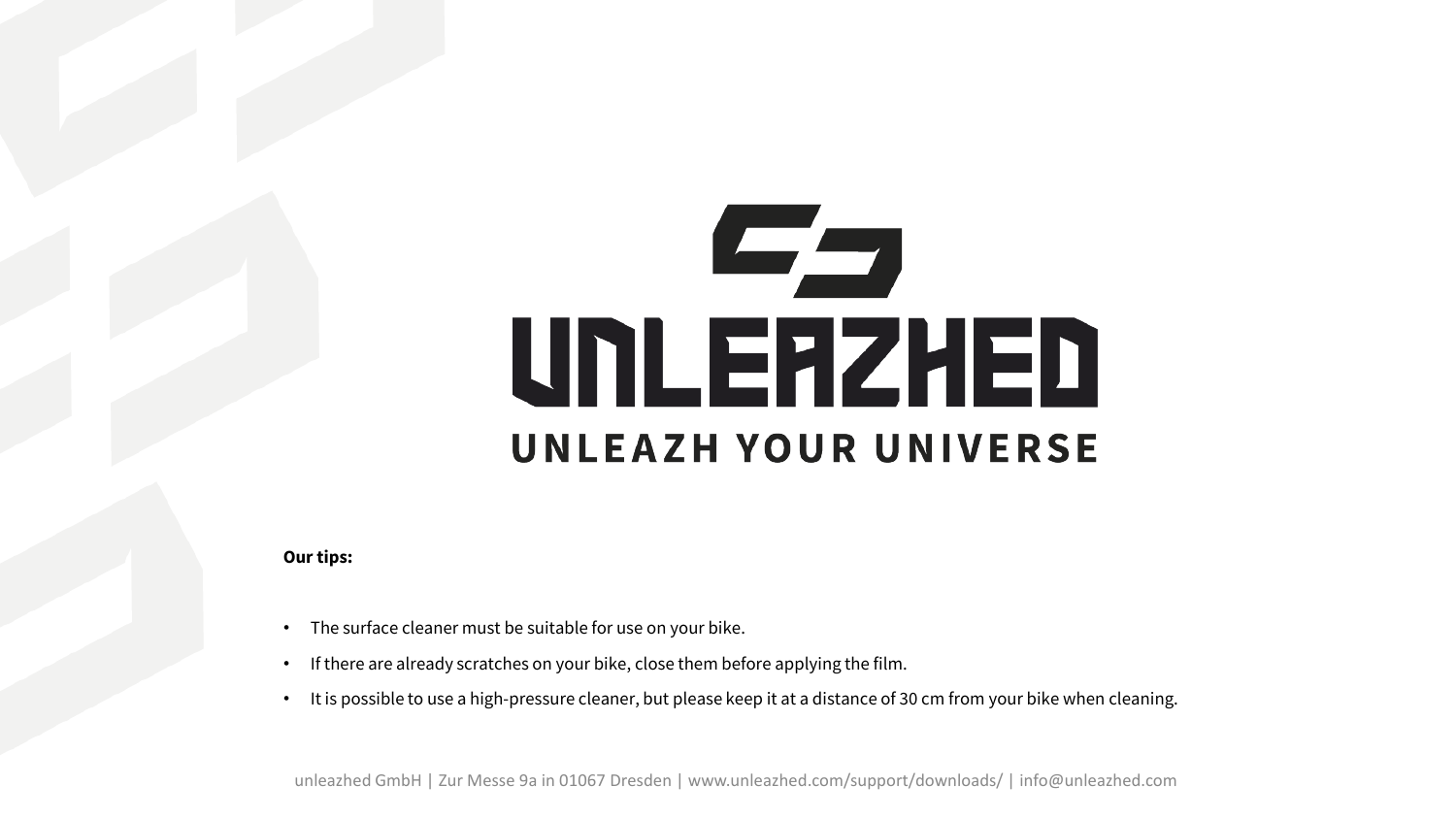UNLEAZHED

UNLEAZH YOUR UNIVERSE

**Our tips:**

- The surface cleaner must be suitable for use on your bike.
- If there are already scratches on your bike, close them before applying the film.
- It is possible to use a high-pressure cleaner, but please keep it at a distance of 30 cm from your bike when cleaning.

unleazhed GmbH | Zur Messe 9a in 01067 Dresden | www.unleazhed.com/support/downloads/ | info@unleazhed.com